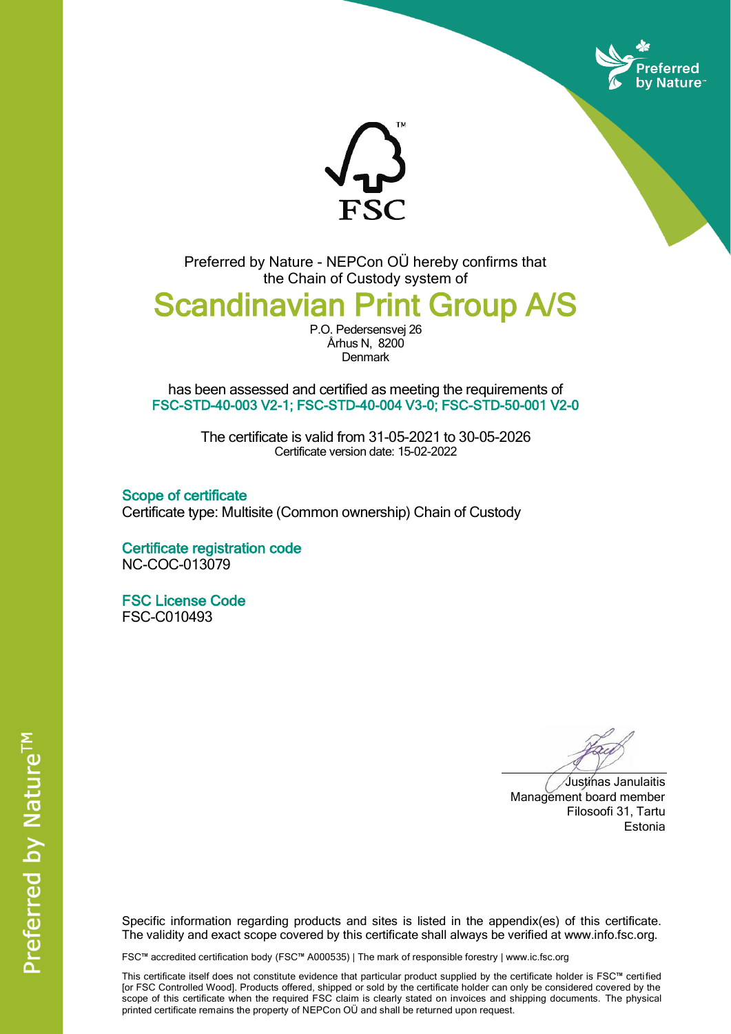Preferred by Nature - NEPCon OÜ hereby confirms that the Chain of Custody system of

# Scandinavian Print Group A/S

P.O. Pedersensvej 26
Århus N, 8200
Denmark

has been assessed and certified as meeting the requirements of
**FSC-STD-40-003 V2-1; FSC-STD-40-004 V3-0; FSC-STD-50-001 V2-0**

The certificate is valid from 31-05-2021 to 30-05-2026
Certificate version date: 15-02-2022

## Scope of certificate

Certificate type: Multisite (Common ownership) Chain of Custody

## Certificate registration code

NC-COC-013079

## FSC License Code

FSC-C010493

Justinas Janulaitis
Management board member
Filosoofi 31, Tartu
Estonia

Specific information regarding products and sites is listed in the appendix(es) of this certificate. The validity and exact scope covered by this certificate shall always be verified at www.info.fsc.org.

FSC™ accredited certification body (FSC™ A000535) | The mark of responsible forestry | www.ic.fsc.org

This certificate itself does not constitute evidence that particular product supplied by the certificate holder is FSC™ certified [or FSC Controlled Wood]. Products offered, shipped or sold by the certificate holder can only be considered covered by the scope of this certificate when the required FSC claim is clearly stated on invoices and shipping documents. The physical printed certificate remains the property of NEPCon OÜ and shall be returned upon request.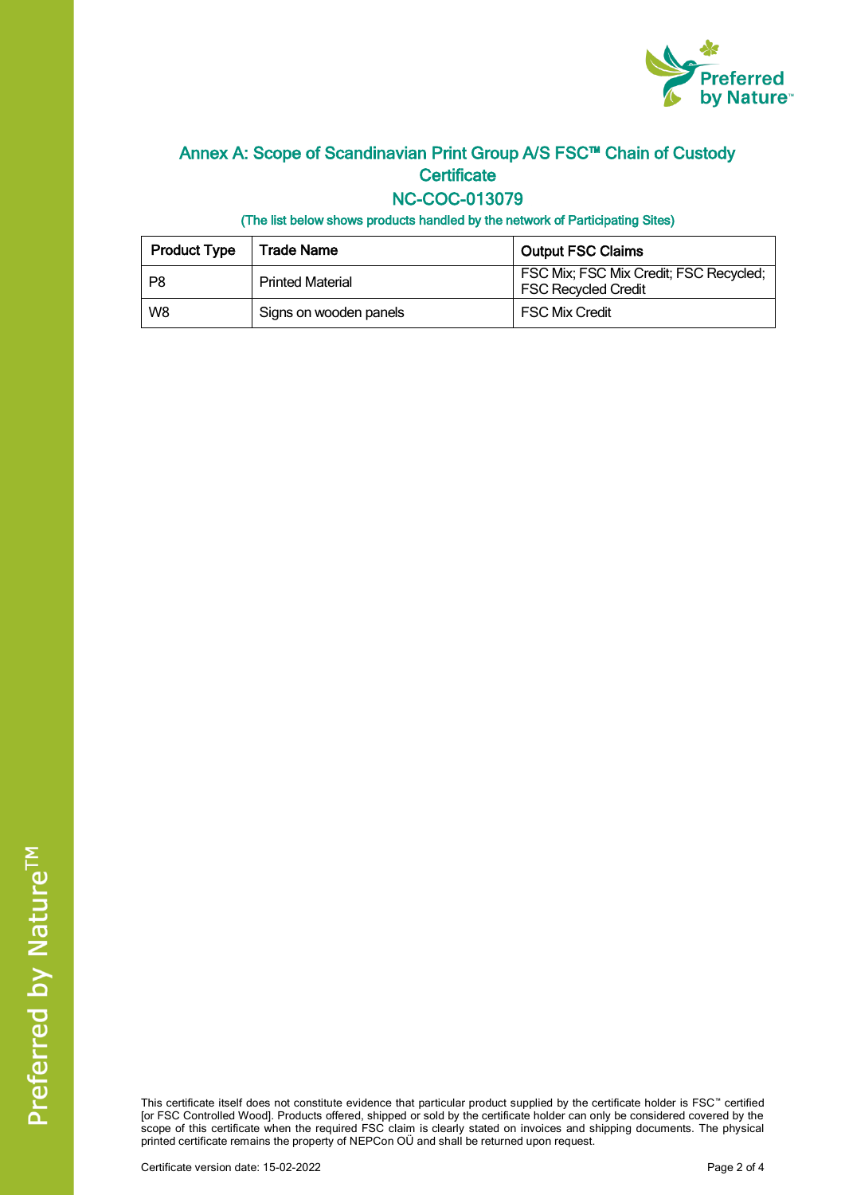## Annex A: Scope of Scandinavian Print Group A/S FSC™ Chain of Custody Certificate

## NC-COC-013079

**(The list below shows products handled by the network of Participating Sites)**

| Product Type | Trade Name | Output FSC Claims |
|---|---|---|
| P8 | Printed Material | FSC Mix; FSC Mix Credit; FSC Recycled; FSC Recycled Credit |
| W8 | Signs on wooden panels | FSC Mix Credit |

This certificate itself does not constitute evidence that particular product supplied by the certificate holder is FSC™ certified [or FSC Controlled Wood]. Products offered, shipped or sold by the certificate holder can only be considered covered by the scope of this certificate when the required FSC claim is clearly stated on invoices and shipping documents. The physical printed certificate remains the property of NEPCon OÜ and shall be returned upon request.

Certificate version date: 15-02-2022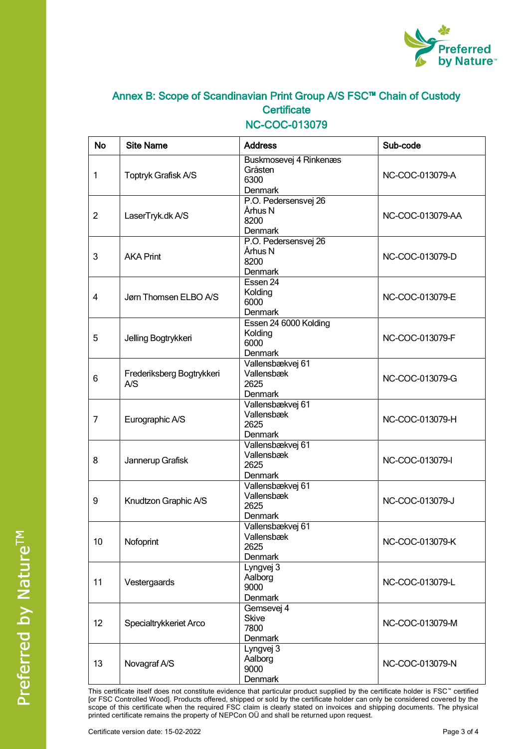## Annex B: Scope of Scandinavian Print Group A/S FSC™ Chain of Custody Certificate

## NC-COC-013079

| No | Site Name | Address | Sub-code |
|---|---|---|---|
| 1 | Toptryk Grafisk A/S | Buskmosevej 4 Rinkenæs<br>Gråsten<br>6300<br>Denmark | NC-COC-013079-A |
| 2 | LaserTryk.dk A/S | P.O. Pedersensvej 26<br>Århus N<br>8200<br>Denmark | NC-COC-013079-AA |
| 3 | AKA Print | P.O. Pedersensvej 26<br>Århus N<br>8200<br>Denmark | NC-COC-013079-D |
| 4 | Jørn Thomsen ELBO A/S | Essen 24<br>Kolding<br>6000<br>Denmark | NC-COC-013079-E |
| 5 | Jelling Bogtrykkeri | Essen 24 6000 Kolding<br>Kolding<br>6000<br>Denmark | NC-COC-013079-F |
| 6 | Frederiksberg Bogtrykkeri A/S | Vallensbækvej 61<br>Vallensbæk<br>2625<br>Denmark | NC-COC-013079-G |
| 7 | Eurographic A/S | Vallensbækvej 61<br>Vallensbæk<br>2625<br>Denmark | NC-COC-013079-H |
| 8 | Jannerup Grafisk | Vallensbækvej 61<br>Vallensbæk<br>2625<br>Denmark | NC-COC-013079-I |
| 9 | Knudtzon Graphic A/S | Vallensbækvej 61<br>Vallensbæk<br>2625<br>Denmark | NC-COC-013079-J |
| 10 | Nofoprint | Vallensbækvej 61<br>Vallensbæk<br>2625<br>Denmark | NC-COC-013079-K |
| 11 | Vestergaards | Lyngvej 3<br>Aalborg<br>9000<br>Denmark | NC-COC-013079-L |
| 12 | Specialtrykkeriet Arco | Gemsevej 4<br>Skive<br>7800<br>Denmark | NC-COC-013079-M |
| 13 | Novagraf A/S | Lyngvej 3<br>Aalborg<br>9000<br>Denmark | NC-COC-013079-N |

This certificate itself does not constitute evidence that particular product supplied by the certificate holder is FSC™ certified [or FSC Controlled Wood]. Products offered, shipped or sold by the certificate holder can only be considered covered by the scope of this certificate when the required FSC claim is clearly stated on invoices and shipping documents. The physical printed certificate remains the property of NEPCon OÜ and shall be returned upon request.

Certificate version date: 15-02-2022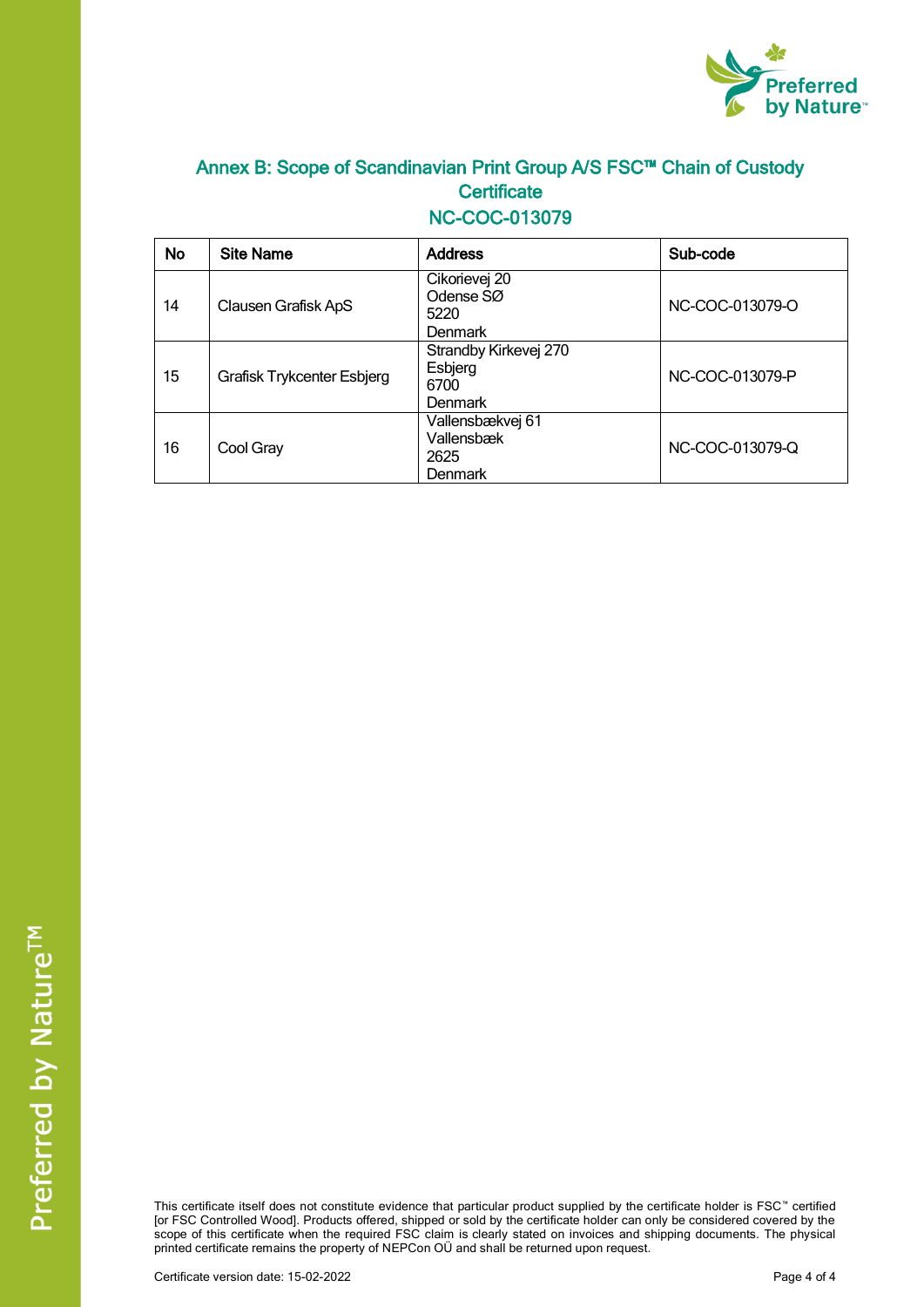## Annex B: Scope of Scandinavian Print Group A/S FSC™ Chain of Custody Certificate

## NC-COC-013079

| No | Site Name | Address | Sub-code |
|---|---|---|---|
| 14 | Clausen Grafisk ApS | Cikorievej 20<br>Odense SØ<br>5220<br>Denmark | NC-COC-013079-O |
| 15 | Grafisk Trykcenter Esbjerg | Strandby Kirkevej 270<br>Esbjerg<br>6700<br>Denmark | NC-COC-013079-P |
| 16 | Cool Gray | Vallensbækvej 61<br>Vallensbæk<br>2625<br>Denmark | NC-COC-013079-Q |

This certificate itself does not constitute evidence that particular product supplied by the certificate holder is FSC™ certified [or FSC Controlled Wood]. Products offered, shipped or sold by the certificate holder can only be considered covered by the scope of this certificate when the required FSC claim is clearly stated on invoices and shipping documents. The physical printed certificate remains the property of NEPCon OÜ and shall be returned upon request.

Certificate version date: 15-02-2022